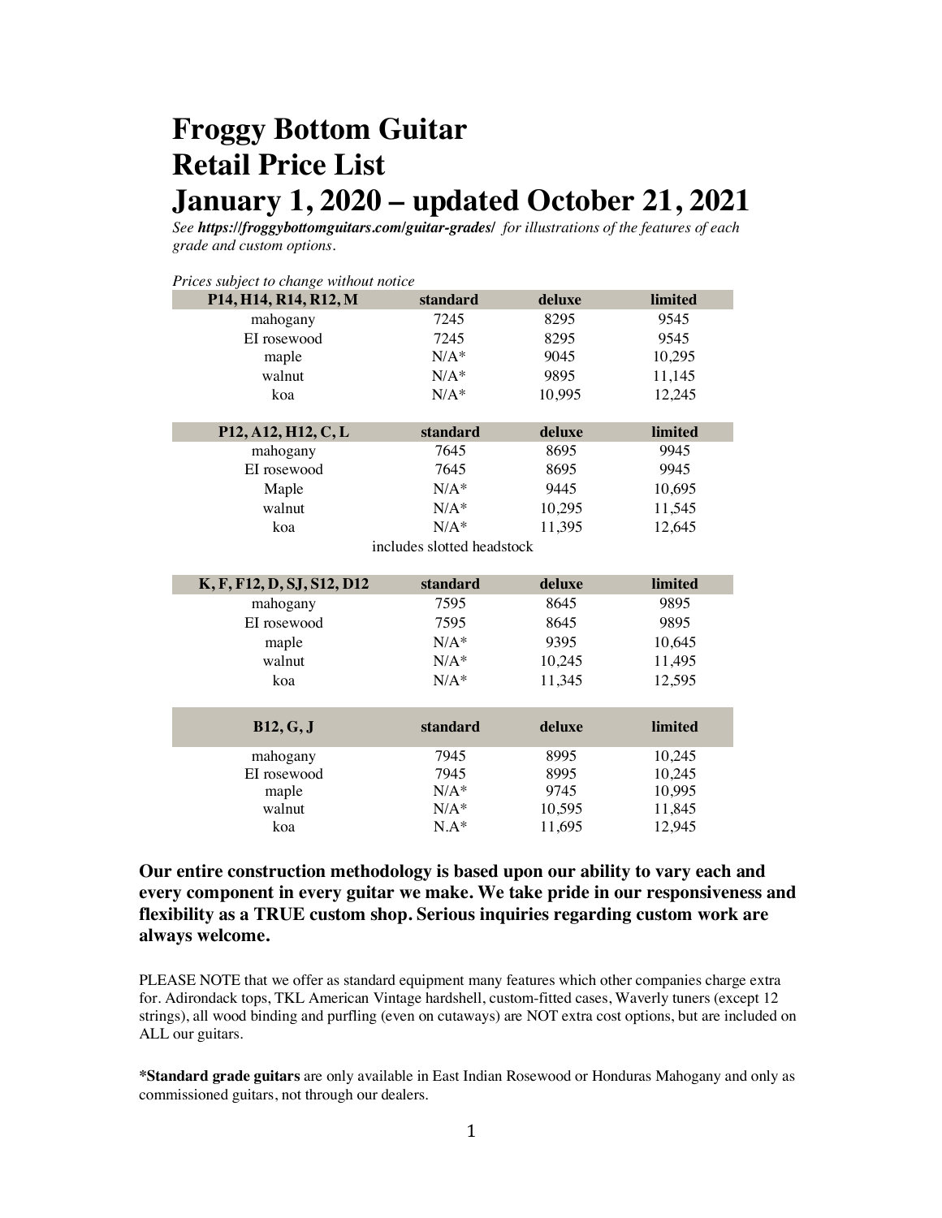# Froggy Bottom Guitar
# Retail Price List
# January 1, 2020 – updated October 21, 2021

*See **https://froggybottomguitars.com/guitar-grades/** for illustrations of the features of each grade and custom options.*

*Prices subject to change without notice*

| P14, H14, R14, R12, M | standard | deluxe | limited |
|---|---|---|---|
| mahogany | 7245 | 8295 | 9545 |
| EI rosewood | 7245 | 8295 | 9545 |
| maple | N/A* | 9045 | 10,295 |
| walnut | N/A* | 9895 | 11,145 |
| koa | N/A* | 10,995 | 12,245 |

| P12, A12, H12, C, L | standard | deluxe | limited |
|---|---|---|---|
| mahogany | 7645 | 8695 | 9945 |
| EI rosewood | 7645 | 8695 | 9945 |
| Maple | N/A* | 9445 | 10,695 |
| walnut | N/A* | 10,295 | 11,545 |
| koa | N/A* | 11,395 | 12,645 |

includes slotted headstock

| K, F, F12, D, SJ, S12, D12 | standard | deluxe | limited |
|---|---|---|---|
| mahogany | 7595 | 8645 | 9895 |
| EI rosewood | 7595 | 8645 | 9895 |
| maple | N/A* | 9395 | 10,645 |
| walnut | N/A* | 10,245 | 11,495 |
| koa | N/A* | 11,345 | 12,595 |

| B12, G, J | standard | deluxe | limited |
|---|---|---|---|
| mahogany | 7945 | 8995 | 10,245 |
| EI rosewood | 7945 | 8995 | 10,245 |
| maple | N/A* | 9745 | 10,995 |
| walnut | N/A* | 10,595 | 11,845 |
| koa | N.A* | 11,695 | 12,945 |

**Our entire construction methodology is based upon our ability to vary each and every component in every guitar we make. We take pride in our responsiveness and flexibility as a TRUE custom shop. Serious inquiries regarding custom work are always welcome.**

PLEASE NOTE that we offer as standard equipment many features which other companies charge extra for. Adirondack tops, TKL American Vintage hardshell, custom-fitted cases, Waverly tuners (except 12 strings), all wood binding and purfling (even on cutaways) are NOT extra cost options, but are included on ALL our guitars.

***Standard grade guitars** are only available in East Indian Rosewood or Honduras Mahogany and only as commissioned guitars, not through our dealers.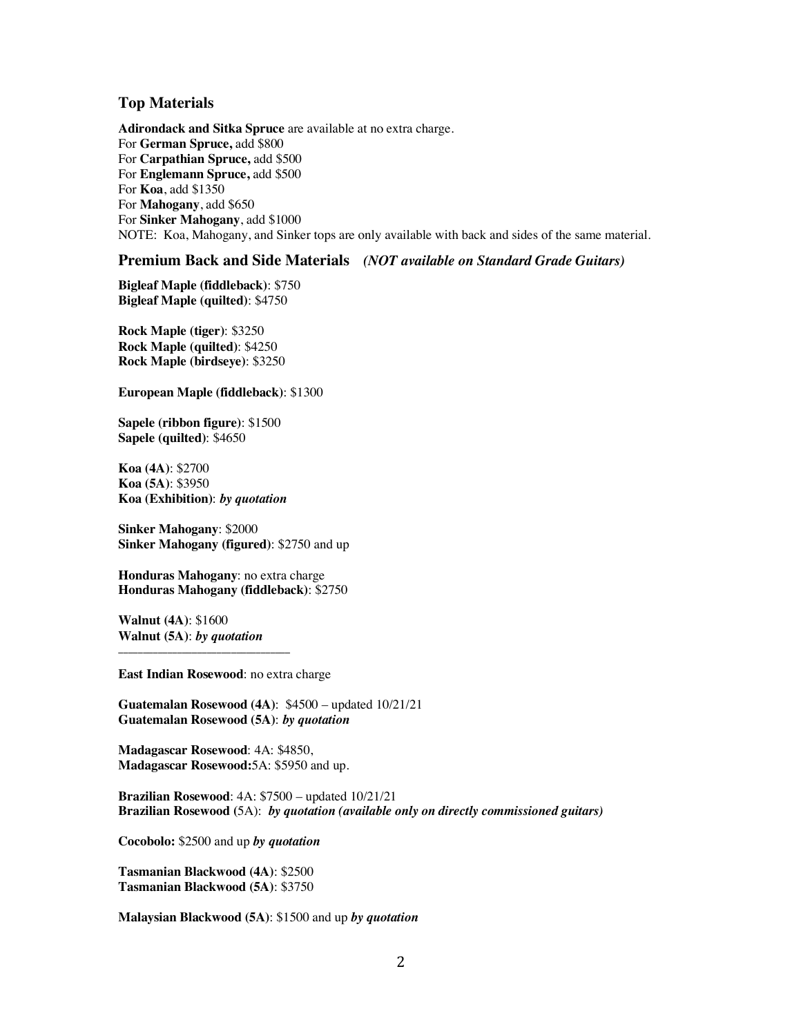## Top Materials

**Adirondack and Sitka Spruce** are available at no extra charge.
For **German Spruce,** add $800
For **Carpathian Spruce,** add $500
For **Englemann Spruce,** add $500
For **Koa**, add $1350
For **Mahogany**, add $650
For **Sinker Mahogany**, add $1000
NOTE: Koa, Mahogany, and Sinker tops are only available with back and sides of the same material.

## Premium Back and Side Materials *(NOT available on Standard Grade Guitars)*

**Bigleaf Maple (fiddleback)**: $750
**Bigleaf Maple (quilted)**: $4750

**Rock Maple (tiger)**: $3250
**Rock Maple (quilted)**: $4250
**Rock Maple (birdseye)**: $3250

**European Maple (fiddleback)**: $1300

**Sapele (ribbon figure)**: $1500
**Sapele (quilted)**: $4650

**Koa (4A)**: $2700
**Koa (5A)**: $3950
**Koa (Exhibition)**: ***by quotation***

**Sinker Mahogany**: $2000
**Sinker Mahogany (figured)**: $2750 and up

**Honduras Mahogany**: no extra charge
**Honduras Mahogany (fiddleback)**: $2750

**Walnut (4A)**: $1600
**Walnut (5A)**: ***by quotation***

---

**East Indian Rosewood**: no extra charge

**Guatemalan Rosewood (4A)**: $4500 – updated 10/21/21
**Guatemalan Rosewood (5A)**: ***by quotation***

**Madagascar Rosewood**: 4A: $4850,
**Madagascar Rosewood:**5A: $5950 and up.

**Brazilian Rosewood**: 4A: $7500 – updated 10/21/21
**Brazilian Rosewood** (5A): ***by quotation (available only on directly commissioned guitars)***

**Cocobolo:** $2500 and up ***by quotation***

**Tasmanian Blackwood (4A)**: $2500
**Tasmanian Blackwood (5A)**: $3750

**Malaysian Blackwood (5A)**: $1500 and up ***by quotation***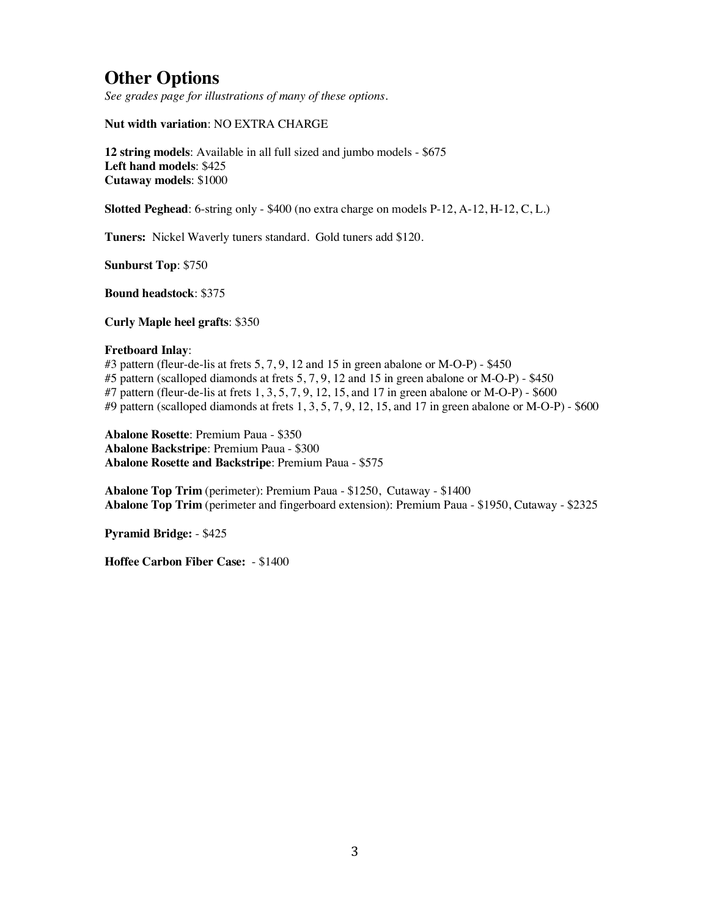## Other Options

*See grades page for illustrations of many of these options.*

**Nut width variation**: NO EXTRA CHARGE

**12 string models**: Available in all full sized and jumbo models - $675
**Left hand models**: $425
**Cutaway models**: $1000

**Slotted Peghead**: 6-string only - $400 (no extra charge on models P-12, A-12, H-12, C, L.)

**Tuners:** Nickel Waverly tuners standard. Gold tuners add $120.

**Sunburst Top**: $750

**Bound headstock**: $375

**Curly Maple heel grafts**: $350

**Fretboard Inlay**:
#3 pattern (fleur-de-lis at frets 5, 7, 9, 12 and 15 in green abalone or M-O-P) - $450
#5 pattern (scalloped diamonds at frets 5, 7, 9, 12 and 15 in green abalone or M-O-P) - $450
#7 pattern (fleur-de-lis at frets 1, 3, 5, 7, 9, 12, 15, and 17 in green abalone or M-O-P) - $600
#9 pattern (scalloped diamonds at frets 1, 3, 5, 7, 9, 12, 15, and 17 in green abalone or M-O-P) - $600

**Abalone Rosette**: Premium Paua - $350
**Abalone Backstripe**: Premium Paua - $300
**Abalone Rosette and Backstripe**: Premium Paua - $575

**Abalone Top Trim** (perimeter): Premium Paua - $1250, Cutaway - $1400
**Abalone Top Trim** (perimeter and fingerboard extension): Premium Paua - $1950, Cutaway - $2325

**Pyramid Bridge:** - $425

**Hoffee Carbon Fiber Case:** - $1400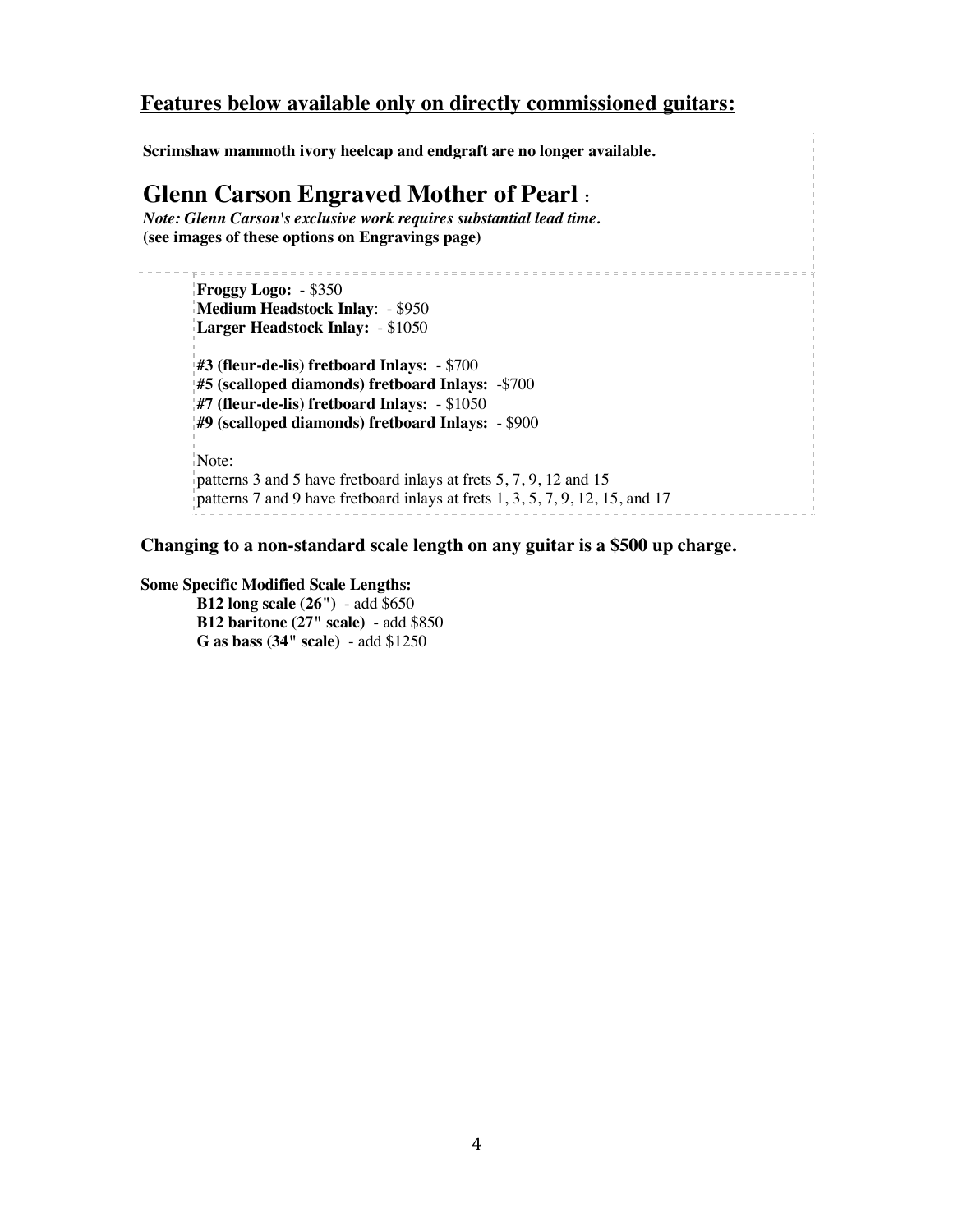## Features below available only on directly commissioned guitars:

**Scrimshaw mammoth ivory heelcap and endgraft are no longer available.**

# Glenn Carson Engraved Mother of Pearl :

***Note: Glenn Carson's exclusive work requires substantial lead time.***
**(see images of these options on Engravings page)**

**Froggy Logo:** - $350
**Medium Headstock Inlay**: - $950
**Larger Headstock Inlay:** - $1050

**#3 (fleur-de-lis) fretboard Inlays:** - $700
**#5 (scalloped diamonds) fretboard Inlays:** -$700
**#7 (fleur-de-lis) fretboard Inlays:** - $1050
**#9 (scalloped diamonds) fretboard Inlays:** - $900

Note:
patterns 3 and 5 have fretboard inlays at frets 5, 7, 9, 12 and 15
patterns 7 and 9 have fretboard inlays at frets 1, 3, 5, 7, 9, 12, 15, and 17

### Changing to a non-standard scale length on any guitar is a $500 up charge.

**Some Specific Modified Scale Lengths:**

**B12 long scale (26")** - add $650
**B12 baritone (27" scale)** - add $850
**G as bass (34" scale)** - add $1250